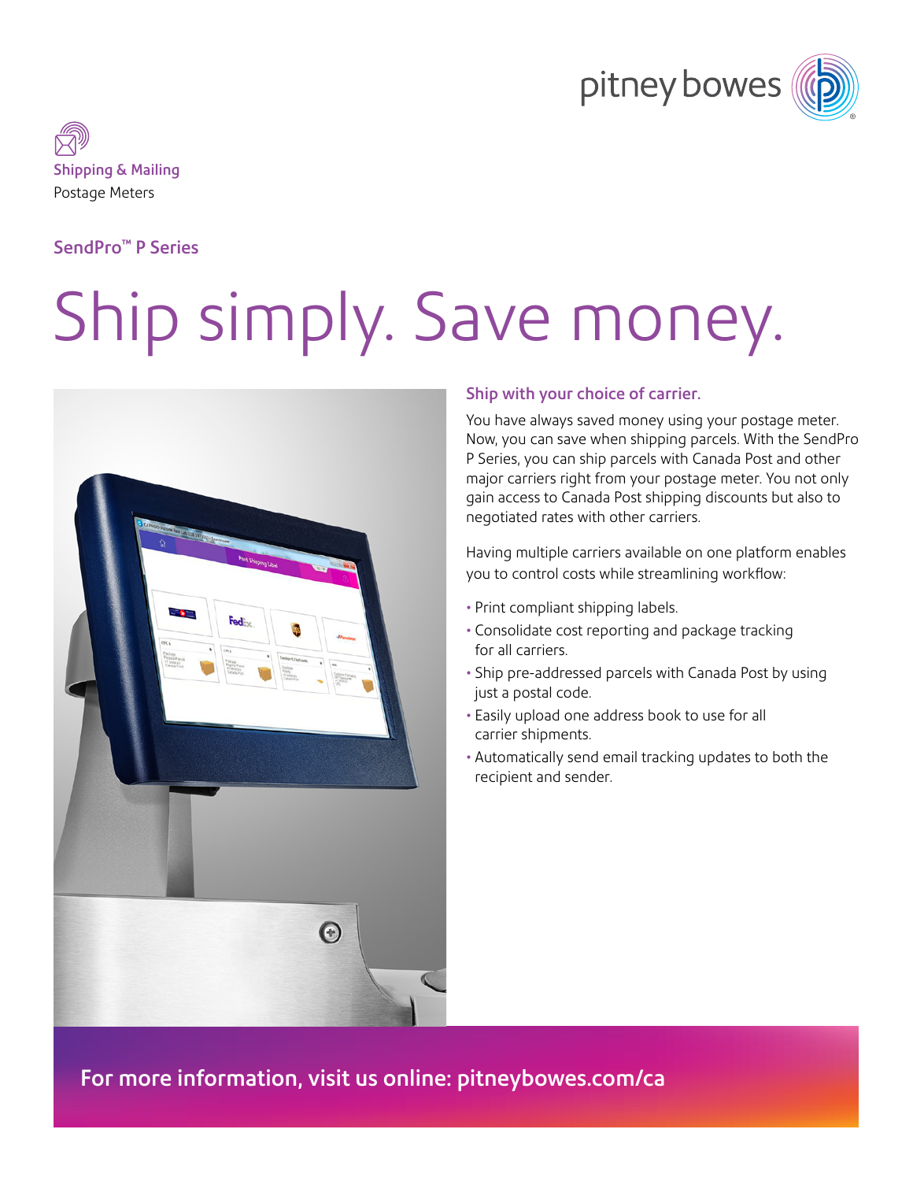Shipping & Mailing
Postage Meters

SendPro™ P Series

# Ship simply. Save money.

## Ship with your choice of carrier.

You have always saved money using your postage meter. Now, you can save when shipping parcels. With the SendPro P Series, you can ship parcels with Canada Post and other major carriers right from your postage meter. You not only gain access to Canada Post shipping discounts but also to negotiated rates with other carriers.

Having multiple carriers available on one platform enables you to control costs while streamlining workflow:

- Print compliant shipping labels.
- Consolidate cost reporting and package tracking for all carriers.
- Ship pre-addressed parcels with Canada Post by using just a postal code.
- Easily upload one address book to use for all carrier shipments.
- Automatically send email tracking updates to both the recipient and sender.

**For more information, visit us online: pitneybowes.com/ca**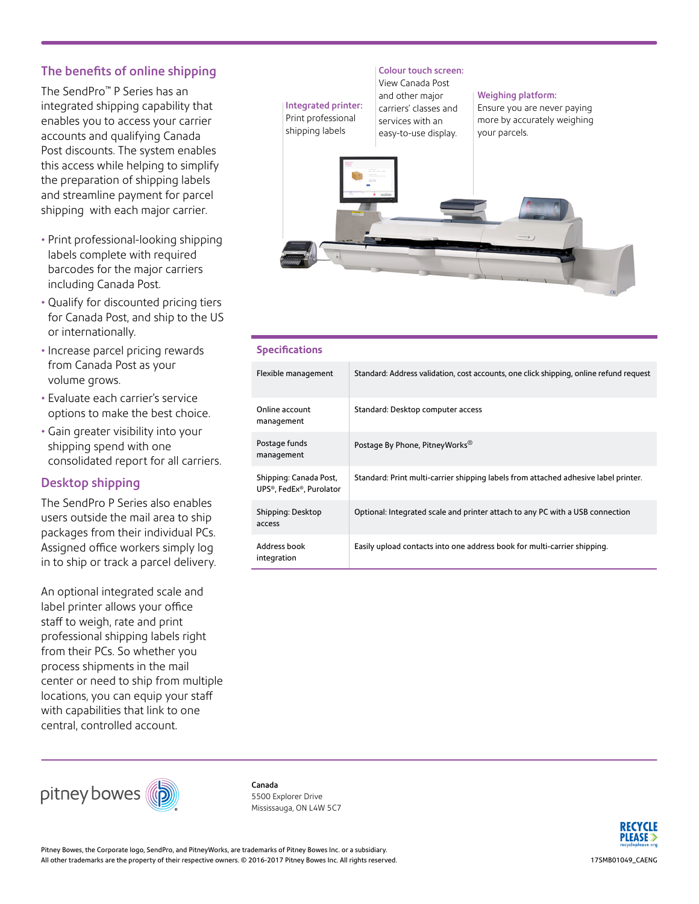## The benefits of online shipping

The SendPro™ P Series has an integrated shipping capability that enables you to access your carrier accounts and qualifying Canada Post discounts. The system enables this access while helping to simplify the preparation of shipping labels and streamline payment for parcel shipping with each major carrier.

- Print professional-looking shipping labels complete with required barcodes for the major carriers including Canada Post.
- Qualify for discounted pricing tiers for Canada Post, and ship to the US or internationally.
- Increase parcel pricing rewards from Canada Post as your volume grows.
- Evaluate each carrier's service options to make the best choice.
- Gain greater visibility into your shipping spend with one consolidated report for all carriers.

## Desktop shipping

The SendPro P Series also enables users outside the mail area to ship packages from their individual PCs. Assigned office workers simply log in to ship or track a parcel delivery.

An optional integrated scale and label printer allows your office staff to weigh, rate and print professional shipping labels right from their PCs. So whether you process shipments in the mail center or need to ship from multiple locations, you can equip your staff with capabilities that link to one central, controlled account.

**Integrated printer:** Print professional shipping labels

**Colour touch screen:** View Canada Post and other major carriers' classes and services with an easy-to-use display.

**Weighing platform:** Ensure you are never paying more by accurately weighing your parcels.

## Specifications

| | |
|---|---|
| Flexible management | Standard: Address validation, cost accounts, one click shipping, online refund request |
| Online account management | Standard: Desktop computer access |
| Postage funds management | Postage By Phone, PitneyWorks® |
| Shipping: Canada Post, UPS®, FedEx®, Purolator | Standard: Print multi-carrier shipping labels from attached adhesive label printer. |
| Shipping: Desktop access | Optional: Integrated scale and printer attach to any PC with a USB connection |
| Address book integration | Easily upload contacts into one address book for multi-carrier shipping. |

pitney bowes

**Canada**
5500 Explorer Drive
Mississauga, ON L4W 5C7

Pitney Bowes, the Corporate logo, SendPro, and PitneyWorks, are trademarks of Pitney Bowes Inc. or a subsidiary.
All other trademarks are the property of their respective owners. © 2016-2017 Pitney Bowes Inc. All rights reserved.

RECYCLE PLEASE recycleplease.org

17SMB01049_CAENG